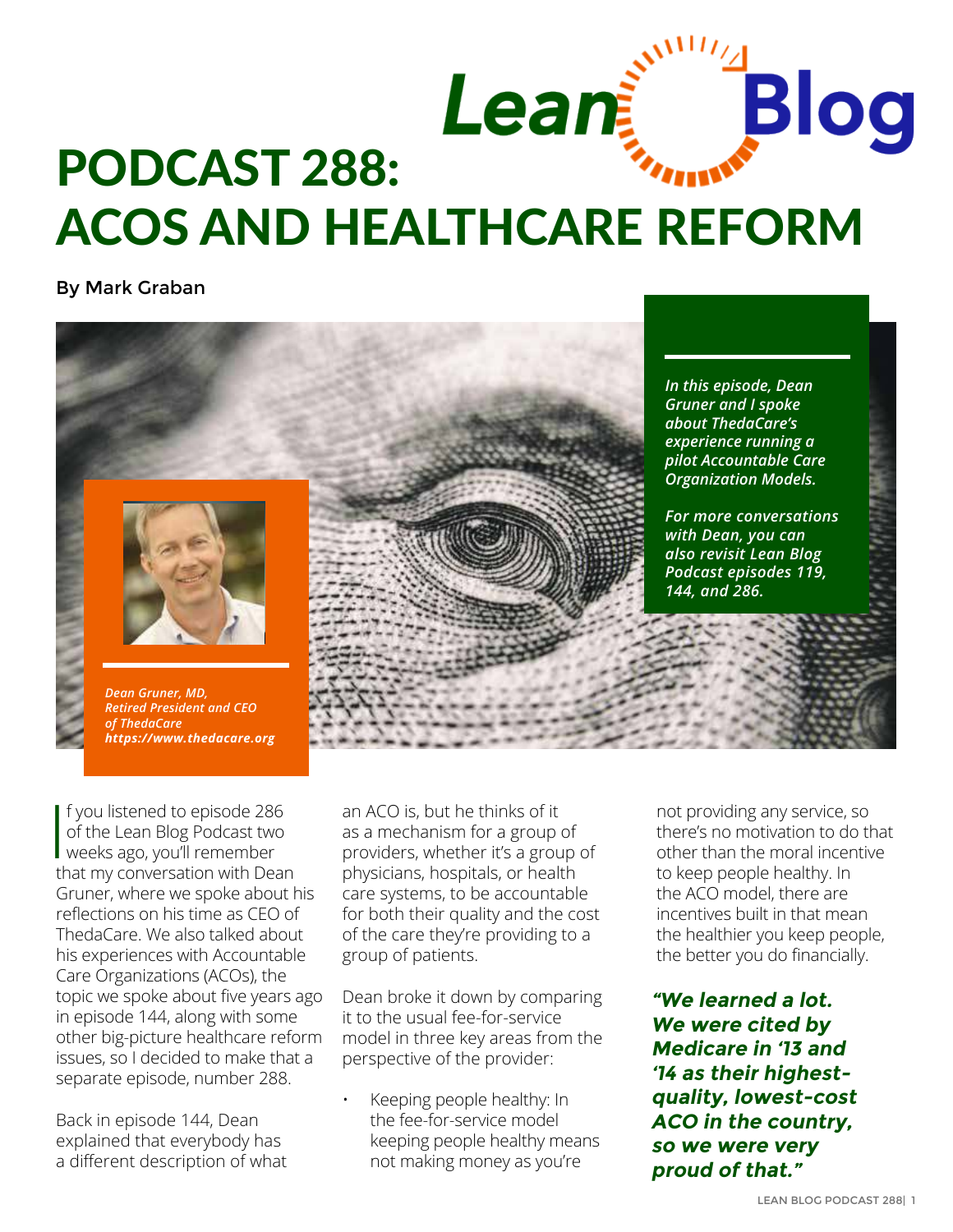# PODCAST 288: ACOS AND HEALTHCARE REFORM

By Mark Graban

*In this episode, Dean Gruner and I spoke about ThedaCare's experience running a pilot Accountable Care Organization Models.*

*For more conversations with Dean, you can also revisit Lean Blog Podcast episodes 119, 144, and 286.*

*Dean Gruner, MD,*
*Retired President and CEO of ThedaCare*
*https://www.thedacare.org*

If you listened to episode 286 of the Lean Blog Podcast two weeks ago, you'll remember that my conversation with Dean Gruner, where we spoke about his reflections on his time as CEO of ThedaCare. We also talked about his experiences with Accountable Care Organizations (ACOs), the topic we spoke about five years ago in episode 144, along with some other big-picture healthcare reform issues, so I decided to make that a separate episode, number 288.

Back in episode 144, Dean explained that everybody has a different description of what an ACO is, but he thinks of it as a mechanism for a group of providers, whether it's a group of physicians, hospitals, or health care systems, to be accountable for both their quality and the cost of the care they're providing to a group of patients.

Dean broke it down by comparing it to the usual fee-for-service model in three key areas from the perspective of the provider:

- Keeping people healthy: In the fee-for-service model keeping people healthy means not making money as you're not providing any service, so there's no motivation to do that other than the moral incentive to keep people healthy. In the ACO model, there are incentives built in that mean the healthier you keep people, the better you do financially.

***"We learned a lot. We were cited by Medicare in '13 and '14 as their highest-quality, lowest-cost ACO in the country, so we were very proud of that."***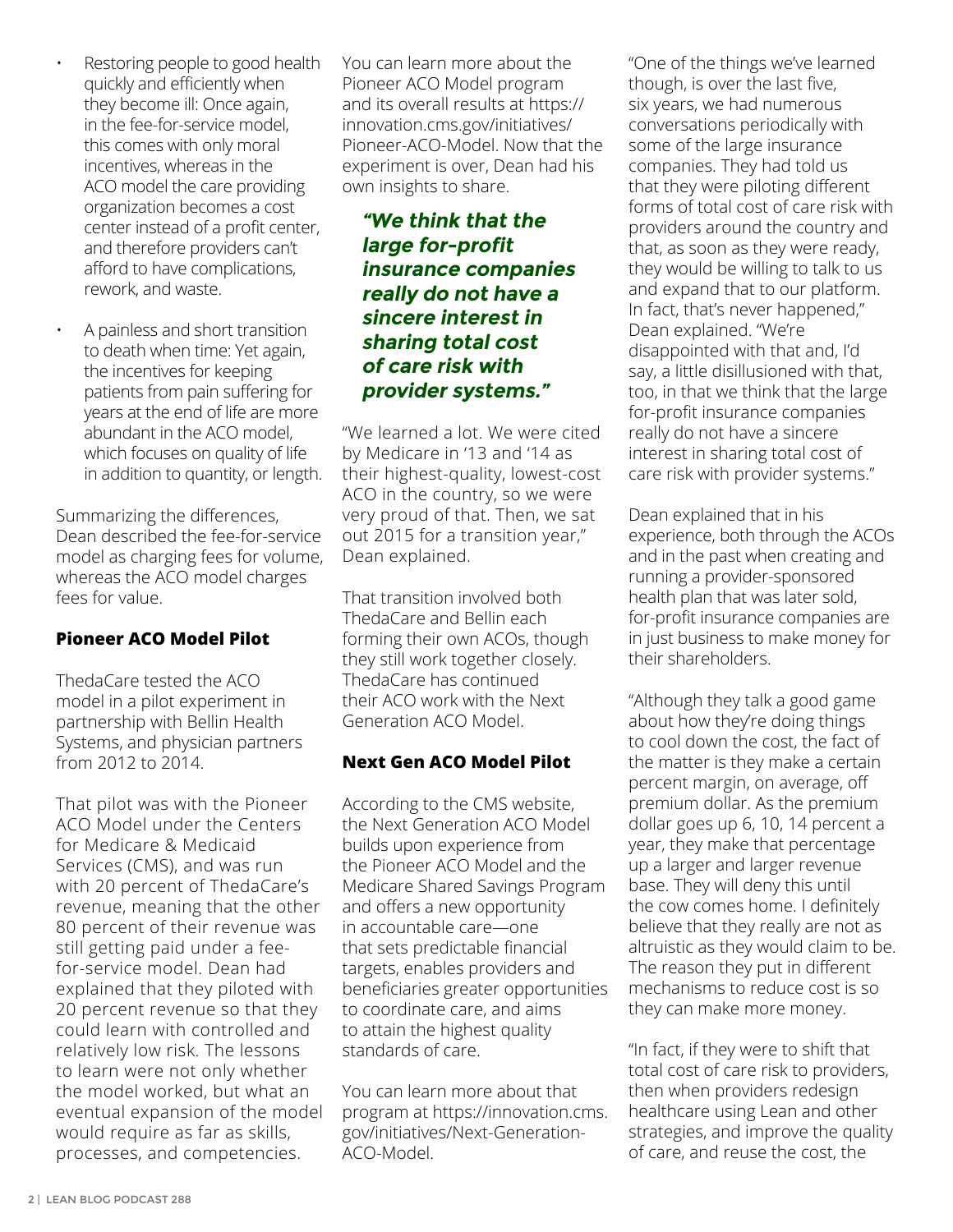- Restoring people to good health quickly and efficiently when they become ill: Once again, in the fee-for-service model, this comes with only moral incentives, whereas in the ACO model the care providing organization becomes a cost center instead of a profit center, and therefore providers can't afford to have complications, rework, and waste.
- A painless and short transition to death when time: Yet again, the incentives for keeping patients from pain suffering for years at the end of life are more abundant in the ACO model, which focuses on quality of life in addition to quantity, or length.

Summarizing the differences, Dean described the fee-for-service model as charging fees for volume, whereas the ACO model charges fees for value.

**Pioneer ACO Model Pilot**

ThedaCare tested the ACO model in a pilot experiment in partnership with Bellin Health Systems, and physician partners from 2012 to 2014.

That pilot was with the Pioneer ACO Model under the Centers for Medicare & Medicaid Services (CMS), and was run with 20 percent of ThedaCare's revenue, meaning that the other 80 percent of their revenue was still getting paid under a fee-for-service model. Dean had explained that they piloted with 20 percent revenue so that they could learn with controlled and relatively low risk. The lessons to learn were not only whether the model worked, but what an eventual expansion of the model would require as far as skills, processes, and competencies.

You can learn more about the Pioneer ACO Model program and its overall results at https://innovation.cms.gov/initiatives/Pioneer-ACO-Model. Now that the experiment is over, Dean had his own insights to share.

***"We think that the large for-profit insurance companies really do not have a sincere interest in sharing total cost of care risk with provider systems."***

"We learned a lot. We were cited by Medicare in '13 and '14 as their highest-quality, lowest-cost ACO in the country, so we were very proud of that. Then, we sat out 2015 for a transition year," Dean explained.

That transition involved both ThedaCare and Bellin each forming their own ACOs, though they still work together closely. ThedaCare has continued their ACO work with the Next Generation ACO Model.

**Next Gen ACO Model Pilot**

According to the CMS website, the Next Generation ACO Model builds upon experience from the Pioneer ACO Model and the Medicare Shared Savings Program and offers a new opportunity in accountable care—one that sets predictable financial targets, enables providers and beneficiaries greater opportunities to coordinate care, and aims to attain the highest quality standards of care.

You can learn more about that program at https://innovation.cms.gov/initiatives/Next-Generation-ACO-Model.

"One of the things we've learned though, is over the last five, six years, we had numerous conversations periodically with some of the large insurance companies. They had told us that they were piloting different forms of total cost of care risk with providers around the country and that, as soon as they were ready, they would be willing to talk to us and expand that to our platform. In fact, that's never happened," Dean explained. "We're disappointed with that and, I'd say, a little disillusioned with that, too, in that we think that the large for-profit insurance companies really do not have a sincere interest in sharing total cost of care risk with provider systems."

Dean explained that in his experience, both through the ACOs and in the past when creating and running a provider-sponsored health plan that was later sold, for-profit insurance companies are in just business to make money for their shareholders.

"Although they talk a good game about how they're doing things to cool down the cost, the fact of the matter is they make a certain percent margin, on average, off premium dollar. As the premium dollar goes up 6, 10, 14 percent a year, they make that percentage up a larger and larger revenue base. They will deny this until the cow comes home. I definitely believe that they really are not as altruistic as they would claim to be. The reason they put in different mechanisms to reduce cost is so they can make more money.

"In fact, if they were to shift that total cost of care risk to providers, then when providers redesign healthcare using Lean and other strategies, and improve the quality of care, and reuse the cost, the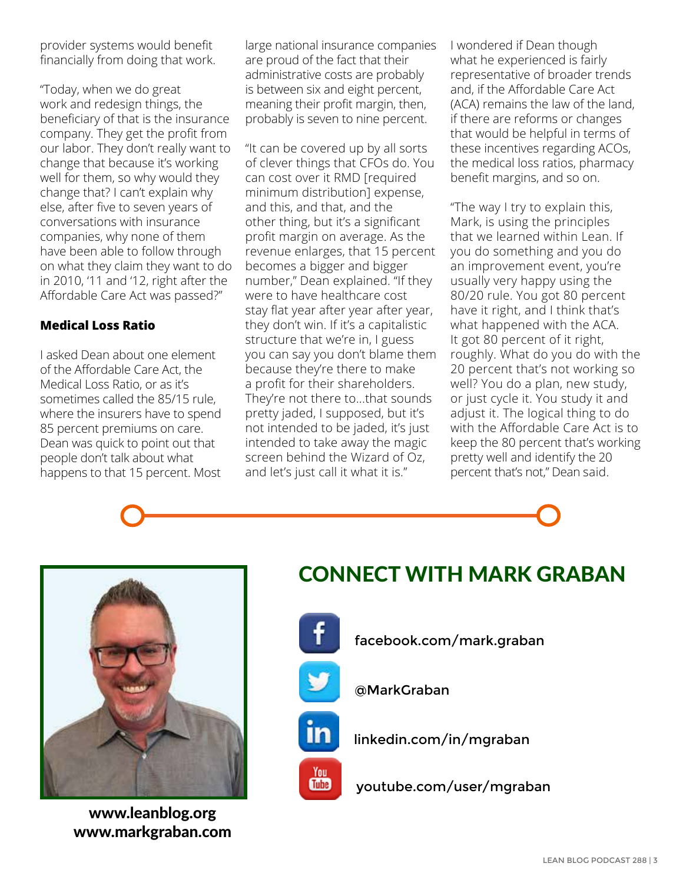provider systems would benefit financially from doing that work.

"Today, when we do great work and redesign things, the beneficiary of that is the insurance company. They get the profit from our labor. They don't really want to change that because it's working well for them, so why would they change that? I can't explain why else, after five to seven years of conversations with insurance companies, why none of them have been able to follow through on what they claim they want to do in 2010, '11 and '12, right after the Affordable Care Act was passed?"

### Medical Loss Ratio

I asked Dean about one element of the Affordable Care Act, the Medical Loss Ratio, or as it's sometimes called the 85/15 rule, where the insurers have to spend 85 percent premiums on care. Dean was quick to point out that people don't talk about what happens to that 15 percent. Most large national insurance companies are proud of the fact that their administrative costs are probably is between six and eight percent, meaning their profit margin, then, probably is seven to nine percent.

"It can be covered up by all sorts of clever things that CFOs do. You can cost over it RMD [required minimum distribution] expense, and this, and that, and the other thing, but it's a significant profit margin on average. As the revenue enlarges, that 15 percent becomes a bigger and bigger number," Dean explained. "If they were to have healthcare cost stay flat year after year after year, they don't win. If it's a capitalistic structure that we're in, I guess you can say you don't blame them because they're there to make a profit for their shareholders. They're not there to...that sounds pretty jaded, I supposed, but it's not intended to be jaded, it's just intended to take away the magic screen behind the Wizard of Oz, and let's just call it what it is."

I wondered if Dean though what he experienced is fairly representative of broader trends and, if the Affordable Care Act (ACA) remains the law of the land, if there are reforms or changes that would be helpful in terms of these incentives regarding ACOs, the medical loss ratios, pharmacy benefit margins, and so on.

"The way I try to explain this, Mark, is using the principles that we learned within Lean. If you do something and you do an improvement event, you're usually very happy using the 80/20 rule. You got 80 percent have it right, and I think that's what happened with the ACA. It got 80 percent of it right, roughly. What do you do with the 20 percent that's not working so well? You do a plan, new study, or just cycle it. You study it and adjust it. The logical thing to do with the Affordable Care Act is to keep the 80 percent that's working pretty well and identify the 20 percent that's not," Dean said.

**www.leanblog.org**
**www.markgraban.com**

## CONNECT WITH MARK GRABAN

facebook.com/mark.graban

@MarkGraban

linkedin.com/in/mgraban

youtube.com/user/mgraban